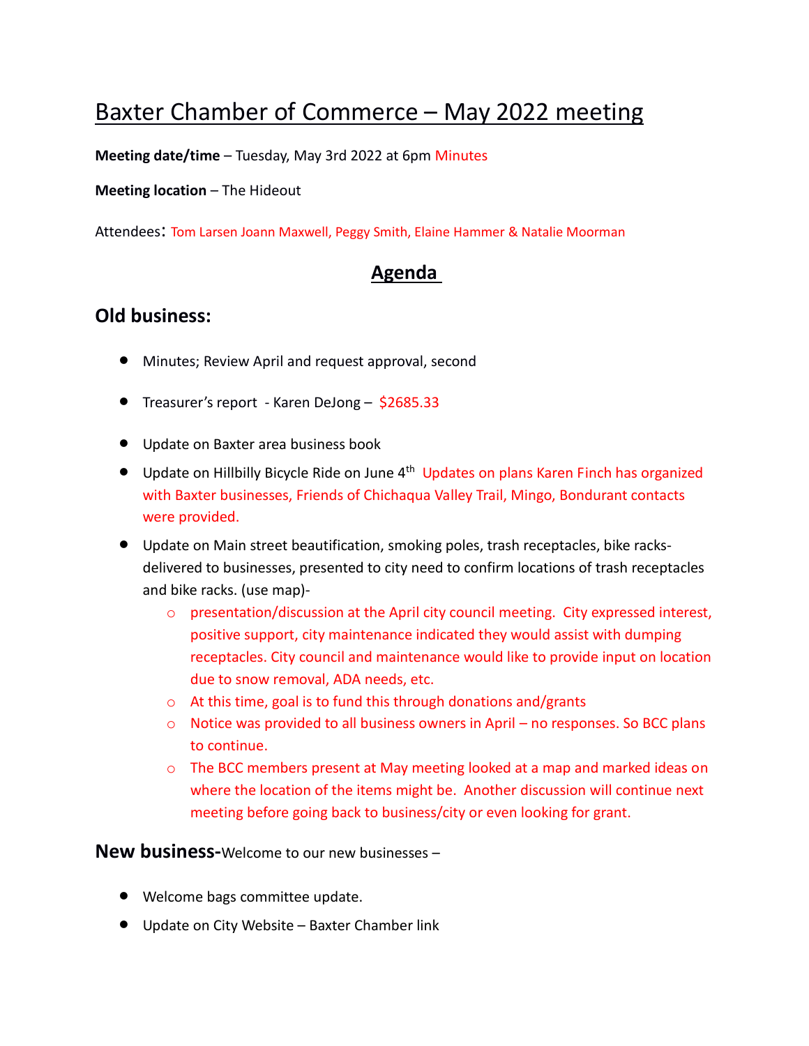# Baxter Chamber of Commerce – May 2022 meeting

**Meeting date/time** – Tuesday, May 3rd 2022 at 6pm Minutes

**Meeting location** – The Hideout

Attendees: Tom Larsen Joann Maxwell, Peggy Smith, Elaine Hammer & Natalie Moorman

## Agenda

## Old business:

- Minutes; Review April and request approval, second
- Treasurer's report - Karen DeJong – $2685.33
- Update on Baxter area business book
- Update on Hillbilly Bicycle Ride on June 4th Updates on plans Karen Finch has organized with Baxter businesses, Friends of Chichaqua Valley Trail, Mingo, Bondurant contacts were provided.
- Update on Main street beautification, smoking poles, trash receptacles, bike racks-delivered to businesses, presented to city need to confirm locations of trash receptacles and bike racks. (use map)-
  - presentation/discussion at the April city council meeting. City expressed interest, positive support, city maintenance indicated they would assist with dumping receptacles. City council and maintenance would like to provide input on location due to snow removal, ADA needs, etc.
  - At this time, goal is to fund this through donations and/grants
  - Notice was provided to all business owners in April – no responses. So BCC plans to continue.
  - The BCC members present at May meeting looked at a map and marked ideas on where the location of the items might be. Another discussion will continue next meeting before going back to business/city or even looking for grant.

**New business-**Welcome to our new businesses –

- Welcome bags committee update.
- Update on City Website – Baxter Chamber link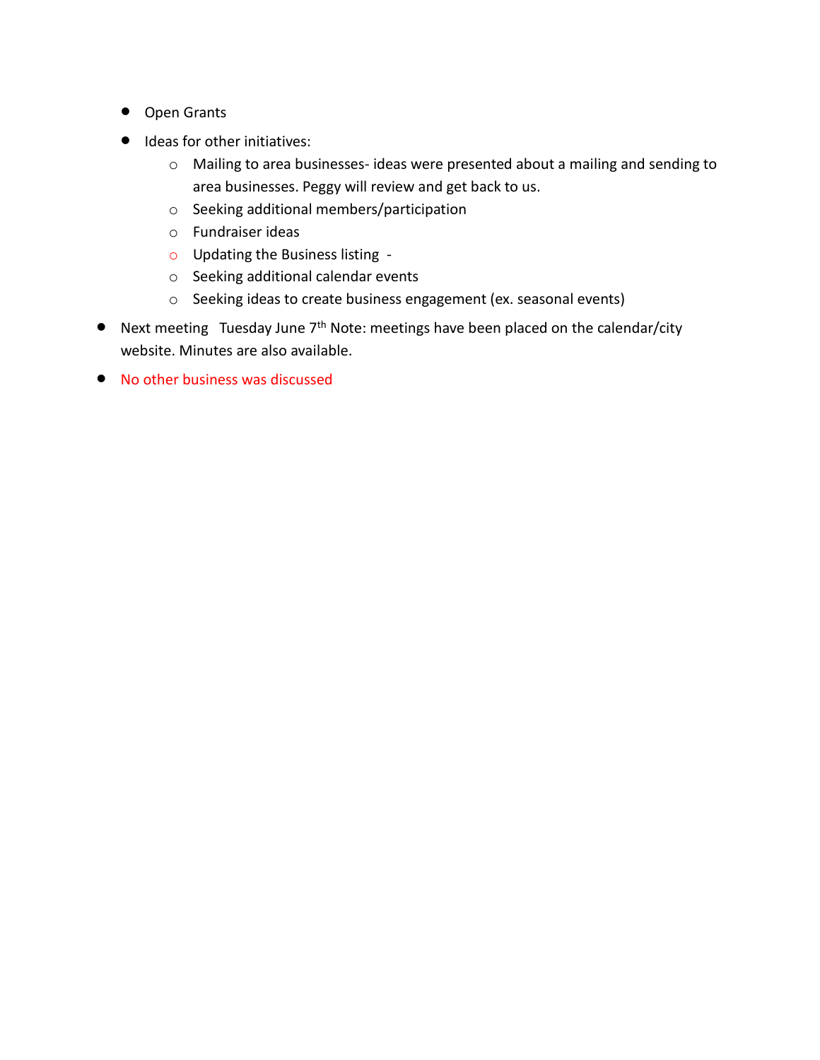- Open Grants
- Ideas for other initiatives:
  - Mailing to area businesses- ideas were presented about a mailing and sending to area businesses. Peggy will review and get back to us.
  - Seeking additional members/participation
  - Fundraiser ideas
  - Updating the Business listing -
  - Seeking additional calendar events
  - Seeking ideas to create business engagement (ex. seasonal events)
- Next meeting Tuesday June 7th Note: meetings have been placed on the calendar/city website. Minutes are also available.
- No other business was discussed